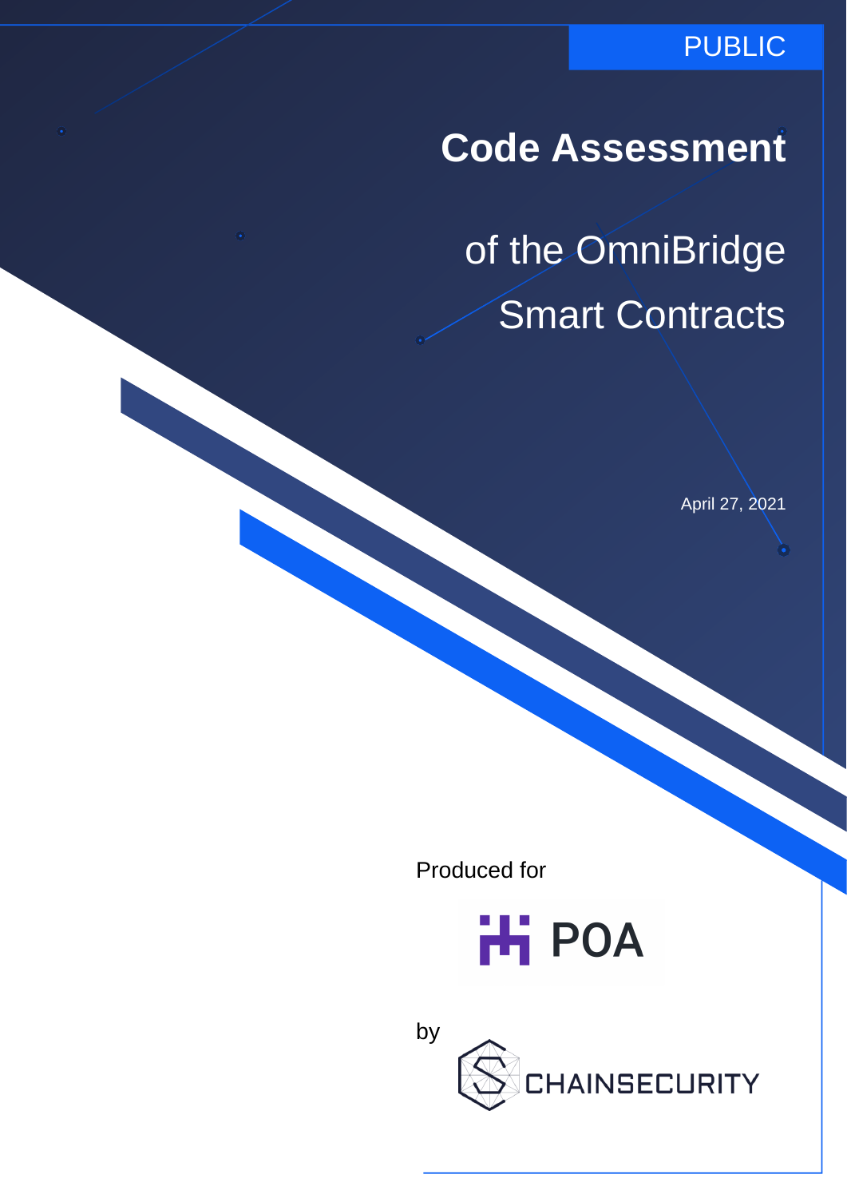PUBLIC

# Code Assessment

# of the OmniBridge Smart Contracts

April 27, 2021

Produced for

POA

by

CHAINSECURITY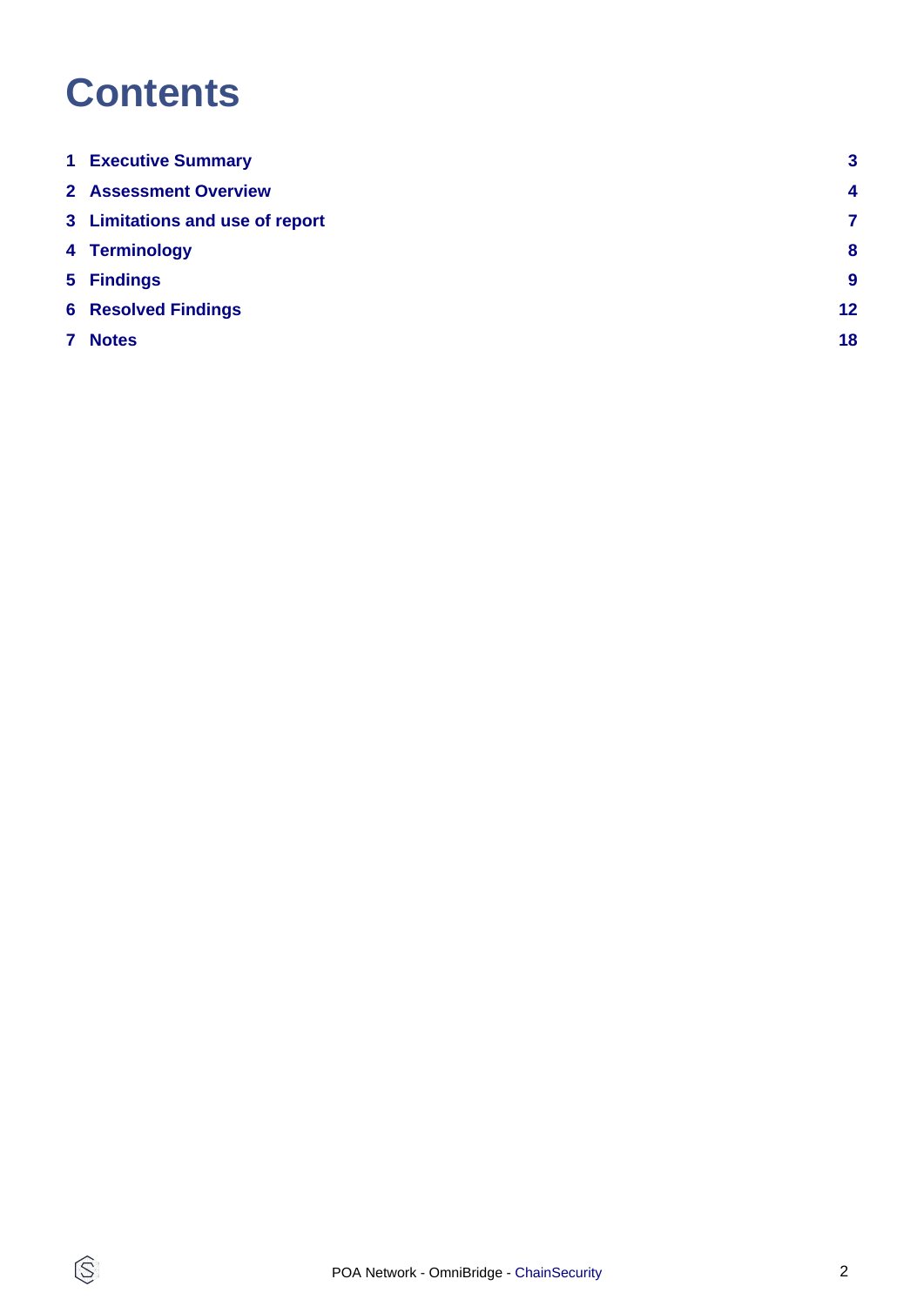# Contents

1 Executive Summary 3

2 Assessment Overview 4

3 Limitations and use of report 7

4 Terminology 8

5 Findings 9

6 Resolved Findings 12

7 Notes 18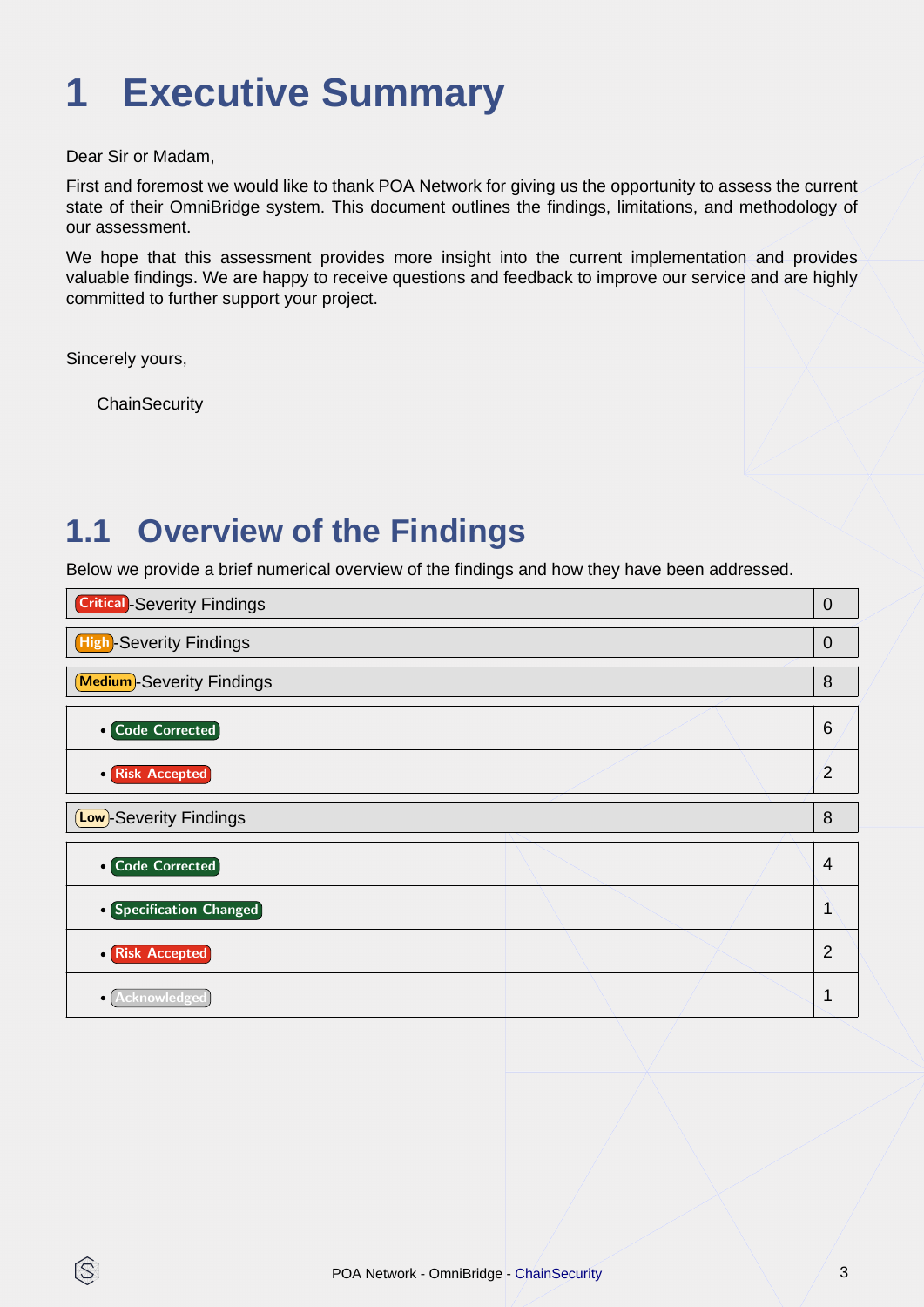# 1 Executive Summary

Dear Sir or Madam,

First and foremost we would like to thank POA Network for giving us the opportunity to assess the current state of their OmniBridge system. This document outlines the findings, limitations, and methodology of our assessment.

We hope that this assessment provides more insight into the current implementation and provides valuable findings. We are happy to receive questions and feedback to improve our service and are highly committed to further support your project.

Sincerely yours,

ChainSecurity

## 1.1 Overview of the Findings

Below we provide a brief numerical overview of the findings and how they have been addressed.

| Finding | Count |
|---|---|
| Critical-Severity Findings | 0 |
| High-Severity Findings | 0 |
| Medium-Severity Findings | 8 |
| • Code Corrected | 6 |
| • Risk Accepted | 2 |
| Low-Severity Findings | 8 |
| • Code Corrected | 4 |
| • Specification Changed | 1 |
| • Risk Accepted | 2 |
| • Acknowledged | 1 |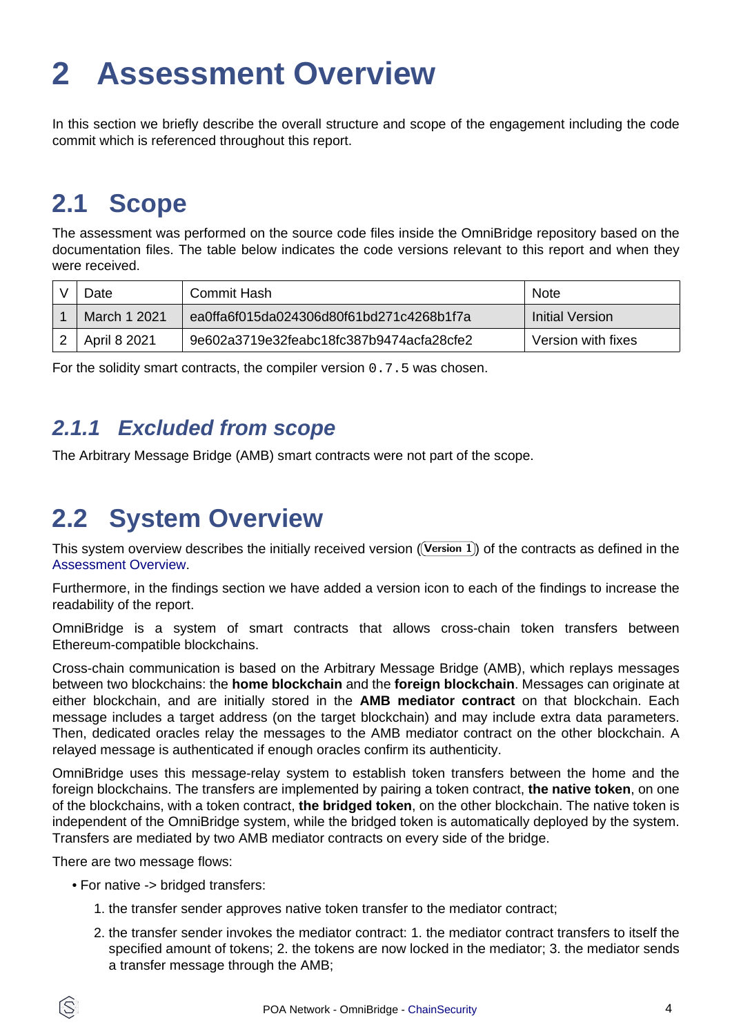# 2 Assessment Overview

In this section we briefly describe the overall structure and scope of the engagement including the code commit which is referenced throughout this report.

## 2.1 Scope

The assessment was performed on the source code files inside the OmniBridge repository based on the documentation files. The table below indicates the code versions relevant to this report and when they were received.

| V | Date | Commit Hash | Note |
|---|---|---|---|
| 1 | March 1 2021 | ea0ffa6f015da024306d80f61bd271c4268b1f7a | Initial Version |
| 2 | April 8 2021 | 9e602a3719e32feabc18fc387b9474acfa28cfe2 | Version with fixes |

For the solidity smart contracts, the compiler version `0.7.5` was chosen.

### *2.1.1 Excluded from scope*

The Arbitrary Message Bridge (AMB) smart contracts were not part of the scope.

## 2.2 System Overview

This system overview describes the initially received version (**Version 1**) of the contracts as defined in the Assessment Overview.

Furthermore, in the findings section we have added a version icon to each of the findings to increase the readability of the report.

OmniBridge is a system of smart contracts that allows cross-chain token transfers between Ethereum-compatible blockchains.

Cross-chain communication is based on the Arbitrary Message Bridge (AMB), which replays messages between two blockchains: the **home blockchain** and the **foreign blockchain**. Messages can originate at either blockchain, and are initially stored in the **AMB mediator contract** on that blockchain. Each message includes a target address (on the target blockchain) and may include extra data parameters. Then, dedicated oracles relay the messages to the AMB mediator contract on the other blockchain. A relayed message is authenticated if enough oracles confirm its authenticity.

OmniBridge uses this message-relay system to establish token transfers between the home and the foreign blockchains. The transfers are implemented by pairing a token contract, **the native token**, on one of the blockchains, with a token contract, **the bridged token**, on the other blockchain. The native token is independent of the OmniBridge system, while the bridged token is automatically deployed by the system. Transfers are mediated by two AMB mediator contracts on every side of the bridge.

There are two message flows:

- For native -> bridged transfers:
  1. the transfer sender approves native token transfer to the mediator contract;
  2. the transfer sender invokes the mediator contract: 1. the mediator contract transfers to itself the specified amount of tokens; 2. the tokens are now locked in the mediator; 3. the mediator sends a transfer message through the AMB;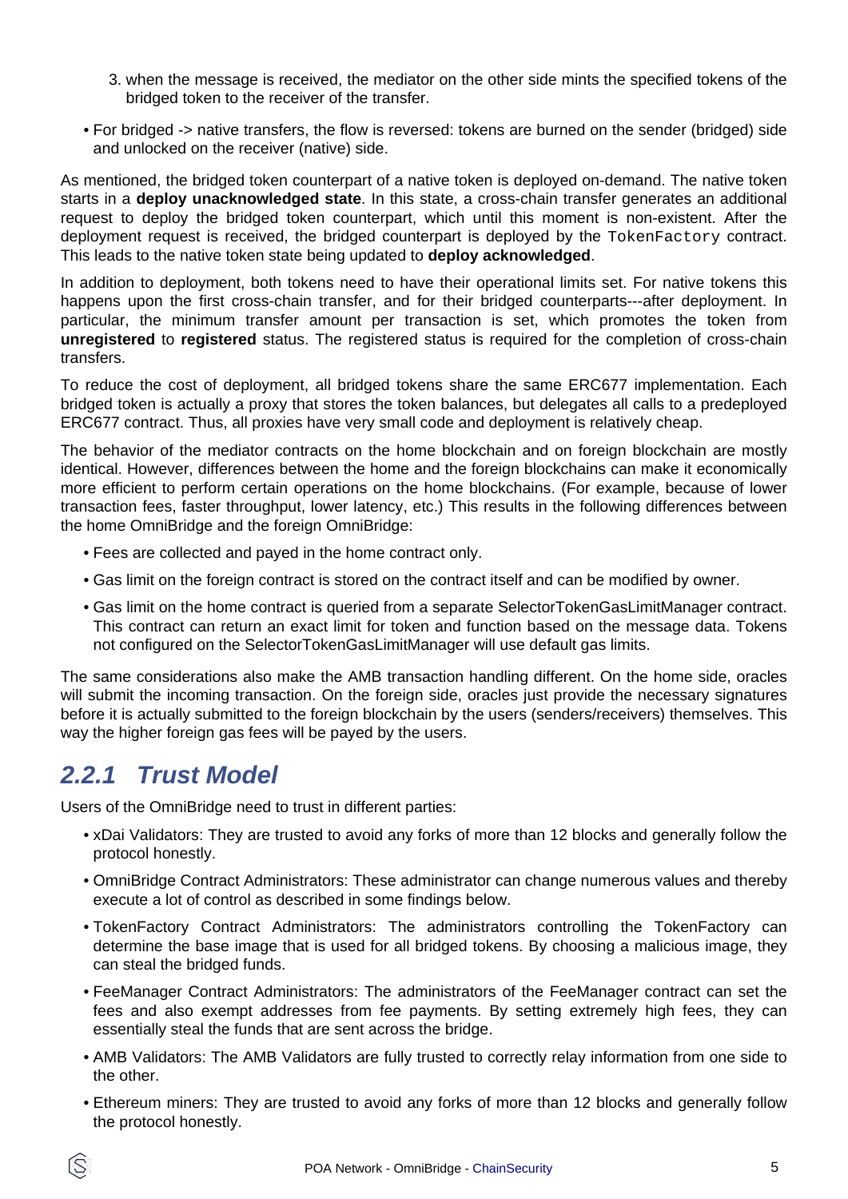3. when the message is received, the mediator on the other side mints the specified tokens of the bridged token to the receiver of the transfer.

- For bridged -> native transfers, the flow is reversed: tokens are burned on the sender (bridged) side and unlocked on the receiver (native) side.

As mentioned, the bridged token counterpart of a native token is deployed on-demand. The native token starts in a **deploy unacknowledged state**. In this state, a cross-chain transfer generates an additional request to deploy the bridged token counterpart, which until this moment is non-existent. After the deployment request is received, the bridged counterpart is deployed by the `TokenFactory` contract. This leads to the native token state being updated to **deploy acknowledged**.

In addition to deployment, both tokens need to have their operational limits set. For native tokens this happens upon the first cross-chain transfer, and for their bridged counterparts---after deployment. In particular, the minimum transfer amount per transaction is set, which promotes the token from **unregistered** to **registered** status. The registered status is required for the completion of cross-chain transfers.

To reduce the cost of deployment, all bridged tokens share the same ERC677 implementation. Each bridged token is actually a proxy that stores the token balances, but delegates all calls to a predeployed ERC677 contract. Thus, all proxies have very small code and deployment is relatively cheap.

The behavior of the mediator contracts on the home blockchain and on foreign blockchain are mostly identical. However, differences between the home and the foreign blockchains can make it economically more efficient to perform certain operations on the home blockchains. (For example, because of lower transaction fees, faster throughput, lower latency, etc.) This results in the following differences between the home OmniBridge and the foreign OmniBridge:

- Fees are collected and payed in the home contract only.
- Gas limit on the foreign contract is stored on the contract itself and can be modified by owner.
- Gas limit on the home contract is queried from a separate SelectorTokenGasLimitManager contract. This contract can return an exact limit for token and function based on the message data. Tokens not configured on the SelectorTokenGasLimitManager will use default gas limits.

The same considerations also make the AMB transaction handling different. On the home side, oracles will submit the incoming transaction. On the foreign side, oracles just provide the necessary signatures before it is actually submitted to the foreign blockchain by the users (senders/receivers) themselves. This way the higher foreign gas fees will be payed by the users.

### 2.2.1 Trust Model

Users of the OmniBridge need to trust in different parties:

- xDai Validators: They are trusted to avoid any forks of more than 12 blocks and generally follow the protocol honestly.
- OmniBridge Contract Administrators: These administrator can change numerous values and thereby execute a lot of control as described in some findings below.
- TokenFactory Contract Administrators: The administrators controlling the TokenFactory can determine the base image that is used for all bridged tokens. By choosing a malicious image, they can steal the bridged funds.
- FeeManager Contract Administrators: The administrators of the FeeManager contract can set the fees and also exempt addresses from fee payments. By setting extremely high fees, they can essentially steal the funds that are sent across the bridge.
- AMB Validators: The AMB Validators are fully trusted to correctly relay information from one side to the other.
- Ethereum miners: They are trusted to avoid any forks of more than 12 blocks and generally follow the protocol honestly.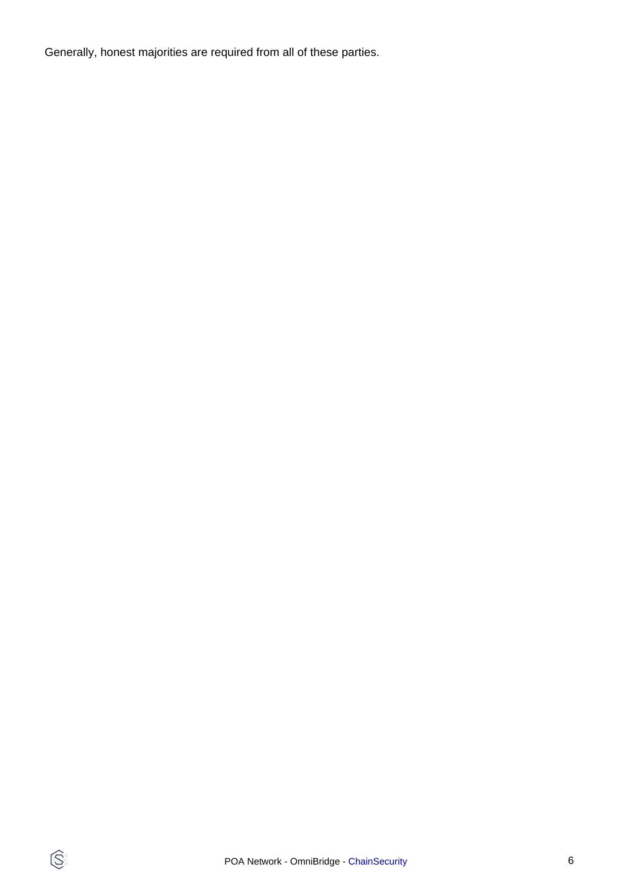Generally, honest majorities are required from all of these parties.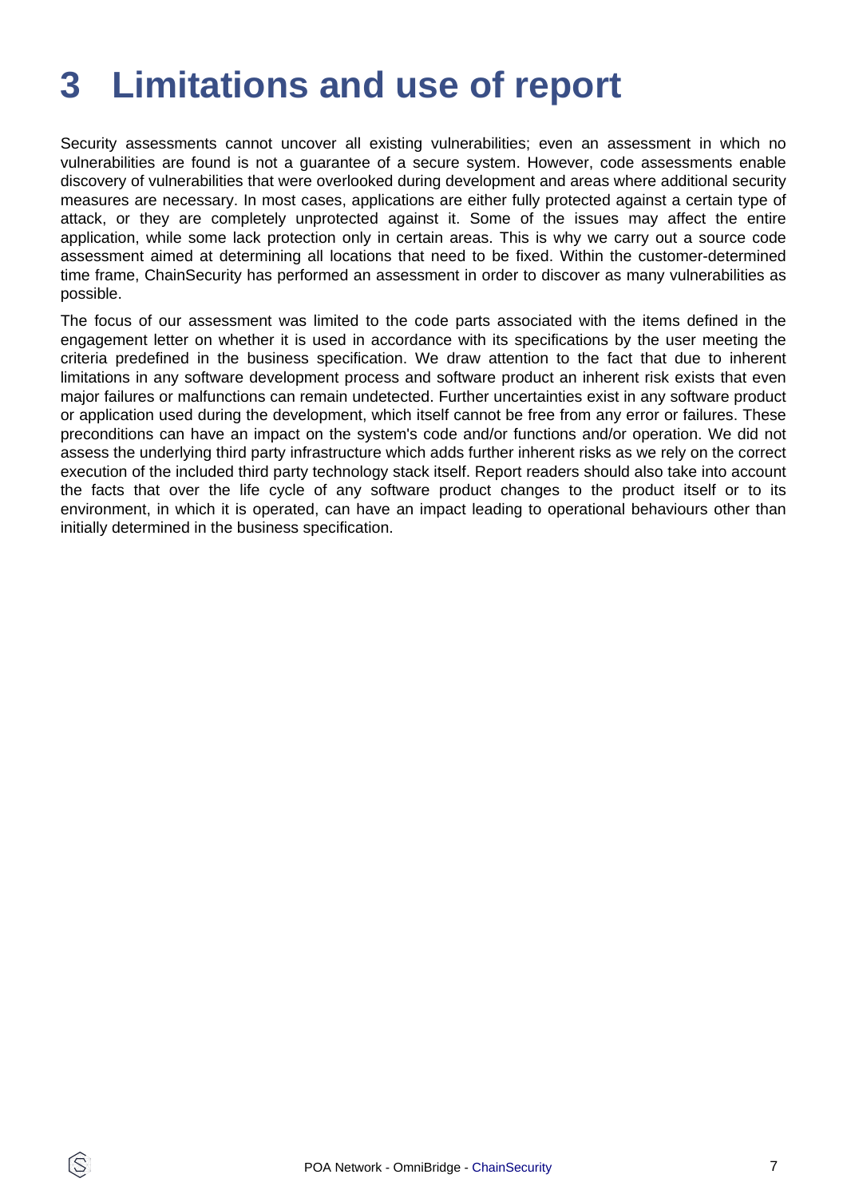# 3 Limitations and use of report

Security assessments cannot uncover all existing vulnerabilities; even an assessment in which no vulnerabilities are found is not a guarantee of a secure system. However, code assessments enable discovery of vulnerabilities that were overlooked during development and areas where additional security measures are necessary. In most cases, applications are either fully protected against a certain type of attack, or they are completely unprotected against it. Some of the issues may affect the entire application, while some lack protection only in certain areas. This is why we carry out a source code assessment aimed at determining all locations that need to be fixed. Within the customer-determined time frame, ChainSecurity has performed an assessment in order to discover as many vulnerabilities as possible.

The focus of our assessment was limited to the code parts associated with the items defined in the engagement letter on whether it is used in accordance with its specifications by the user meeting the criteria predefined in the business specification. We draw attention to the fact that due to inherent limitations in any software development process and software product an inherent risk exists that even major failures or malfunctions can remain undetected. Further uncertainties exist in any software product or application used during the development, which itself cannot be free from any error or failures. These preconditions can have an impact on the system's code and/or functions and/or operation. We did not assess the underlying third party infrastructure which adds further inherent risks as we rely on the correct execution of the included third party technology stack itself. Report readers should also take into account the facts that over the life cycle of any software product changes to the product itself or to its environment, in which it is operated, can have an impact leading to operational behaviours other than initially determined in the business specification.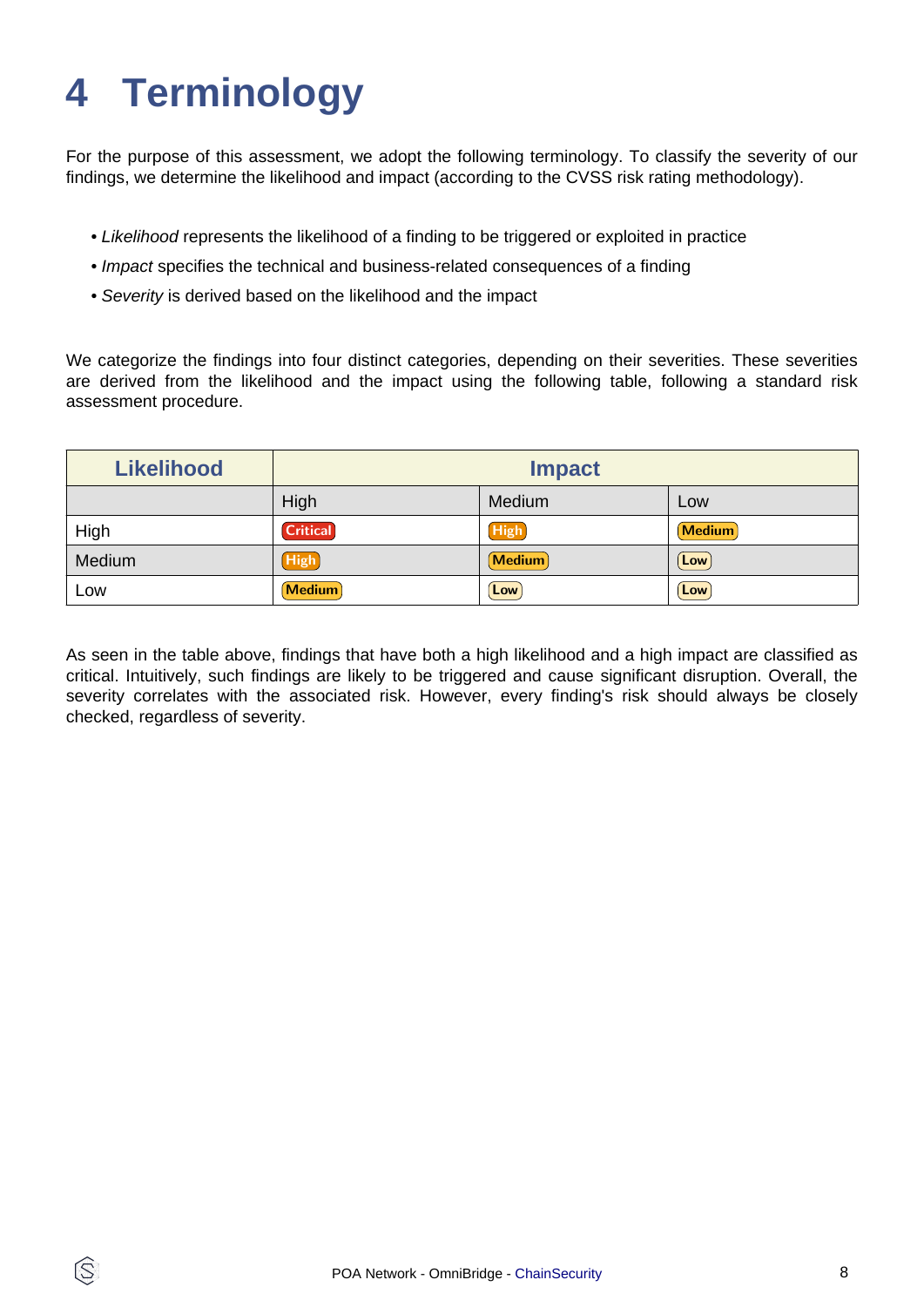# 4 Terminology

For the purpose of this assessment, we adopt the following terminology. To classify the severity of our findings, we determine the likelihood and impact (according to the CVSS risk rating methodology).

- *Likelihood* represents the likelihood of a finding to be triggered or exploited in practice
- *Impact* specifies the technical and business-related consequences of a finding
- *Severity* is derived based on the likelihood and the impact

We categorize the findings into four distinct categories, depending on their severities. These severities are derived from the likelihood and the impact using the following table, following a standard risk assessment procedure.

| Likelihood | Impact | | |
|---|---|---|---|
| | High | Medium | Low |
| High | Critical | High | Medium |
| Medium | High | Medium | Low |
| Low | Medium | Low | Low |

As seen in the table above, findings that have both a high likelihood and a high impact are classified as critical. Intuitively, such findings are likely to be triggered and cause significant disruption. Overall, the severity correlates with the associated risk. However, every finding's risk should always be closely checked, regardless of severity.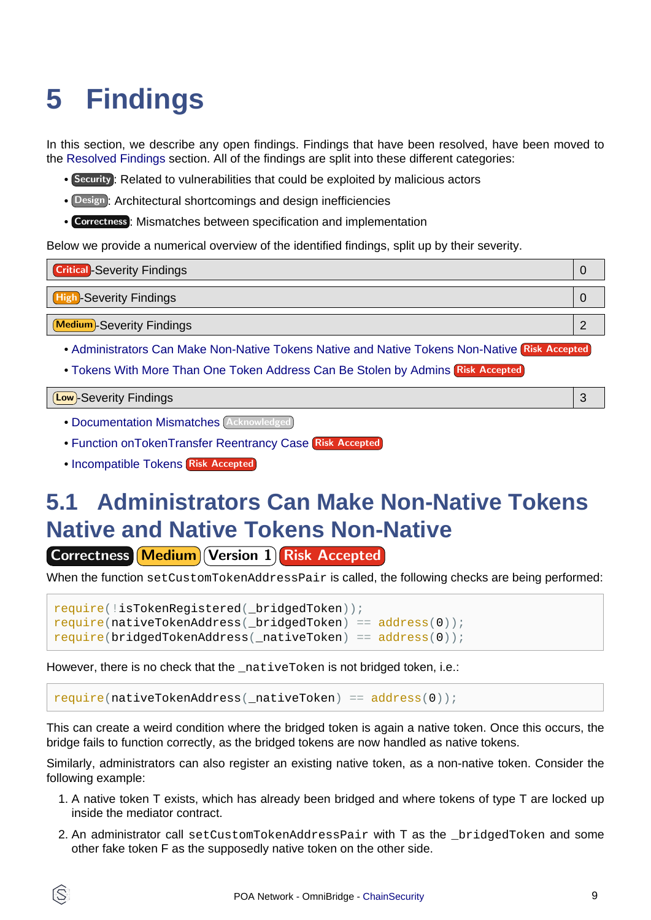# 5 Findings

In this section, we describe any open findings. Findings that have been resolved, have been moved to the Resolved Findings section. All of the findings are split into these different categories:

- Security: Related to vulnerabilities that could be exploited by malicious actors
- Design: Architectural shortcomings and design inefficiencies
- Correctness: Mismatches between specification and implementation

Below we provide a numerical overview of the identified findings, split up by their severity.

| Critical-Severity Findings | 0 |
|---|---|

| High-Severity Findings | 0 |
|---|---|

| Medium-Severity Findings | 2 |
|---|---|

- Administrators Can Make Non-Native Tokens Native and Native Tokens Non-Native Risk Accepted
- Tokens With More Than One Token Address Can Be Stolen by Admins Risk Accepted

| Low-Severity Findings | 3 |
|---|---|

- Documentation Mismatches Acknowledged
- Function onTokenTransfer Reentrancy Case Risk Accepted
- Incompatible Tokens Risk Accepted

## 5.1 Administrators Can Make Non-Native Tokens Native and Native Tokens Non-Native

Correctness Medium Version 1 Risk Accepted

When the function `setCustomTokenAddressPair` is called, the following checks are being performed:

```
require(!isTokenRegistered(_bridgedToken));
require(nativeTokenAddress(_bridgedToken) == address(0));
require(bridgedTokenAddress(_nativeToken) == address(0));
```

However, there is no check that the `_nativeToken` is not bridged token, i.e.:

```
require(nativeTokenAddress(_nativeToken) == address(0));
```

This can create a weird condition where the bridged token is again a native token. Once this occurs, the bridge fails to function correctly, as the bridged tokens are now handled as native tokens.

Similarly, administrators can also register an existing native token, as a non-native token. Consider the following example:

1. A native token T exists, which has already been bridged and where tokens of type T are locked up inside the mediator contract.
2. An administrator call `setCustomTokenAddressPair` with T as the `_bridgedToken` and some other fake token F as the supposedly native token on the other side.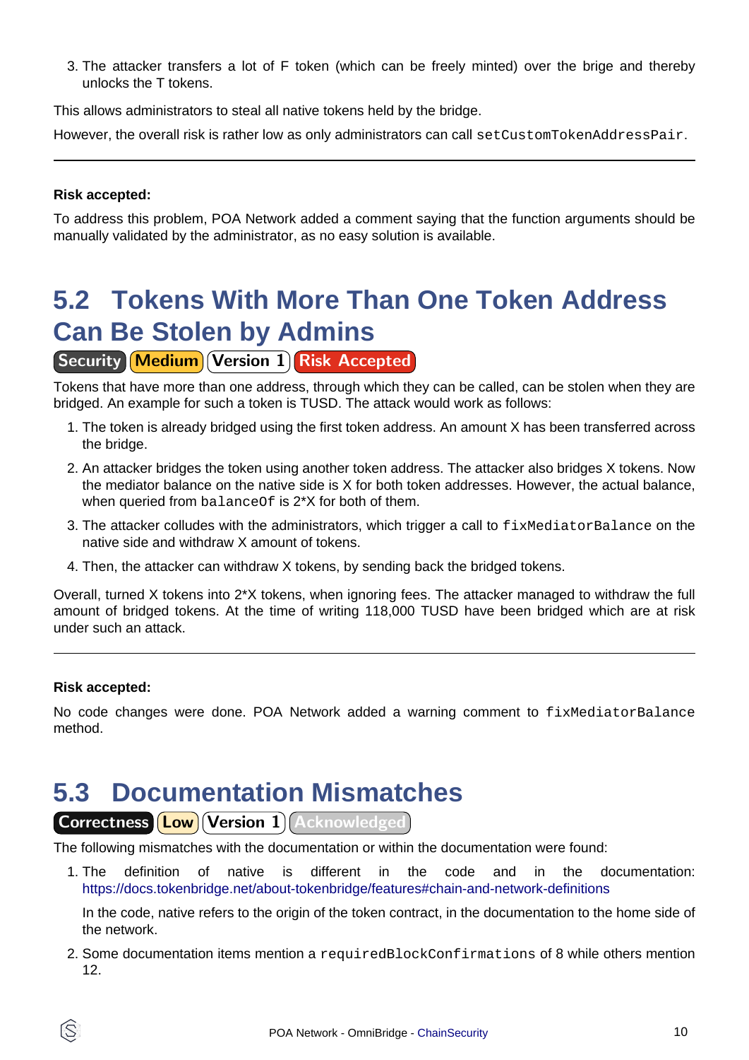3. The attacker transfers a lot of F token (which can be freely minted) over the brige and thereby unlocks the T tokens.

This allows administrators to steal all native tokens held by the bridge.

However, the overall risk is rather low as only administrators can call `setCustomTokenAddressPair`.

---

**Risk accepted:**

To address this problem, POA Network added a comment saying that the function arguments should be manually validated by the administrator, as no easy solution is available.

## 5.2 Tokens With More Than One Token Address Can Be Stolen by Admins

Security | Medium | Version 1 | Risk Accepted

Tokens that have more than one address, through which they can be called, can be stolen when they are bridged. An example for such a token is TUSD. The attack would work as follows:

1. The token is already bridged using the first token address. An amount X has been transferred across the bridge.
2. An attacker bridges the token using another token address. The attacker also bridges X tokens. Now the mediator balance on the native side is X for both token addresses. However, the actual balance, when queried from `balanceOf` is 2*X for both of them.
3. The attacker colludes with the administrators, which trigger a call to `fixMediatorBalance` on the native side and withdraw X amount of tokens.
4. Then, the attacker can withdraw X tokens, by sending back the bridged tokens.

Overall, turned X tokens into 2*X tokens, when ignoring fees. The attacker managed to withdraw the full amount of bridged tokens. At the time of writing 118,000 TUSD have been bridged which are at risk under such an attack.

---

**Risk accepted:**

No code changes were done. POA Network added a warning comment to `fixMediatorBalance` method.

## 5.3 Documentation Mismatches

Correctness | Low | Version 1 | Acknowledged

The following mismatches with the documentation or within the documentation were found:

1. The definition of native is different in the code and in the documentation: https://docs.tokenbridge.net/about-tokenbridge/features#chain-and-network-definitions

   In the code, native refers to the origin of the token contract, in the documentation to the home side of the network.

2. Some documentation items mention a `requiredBlockConfirmations` of 8 while others mention 12.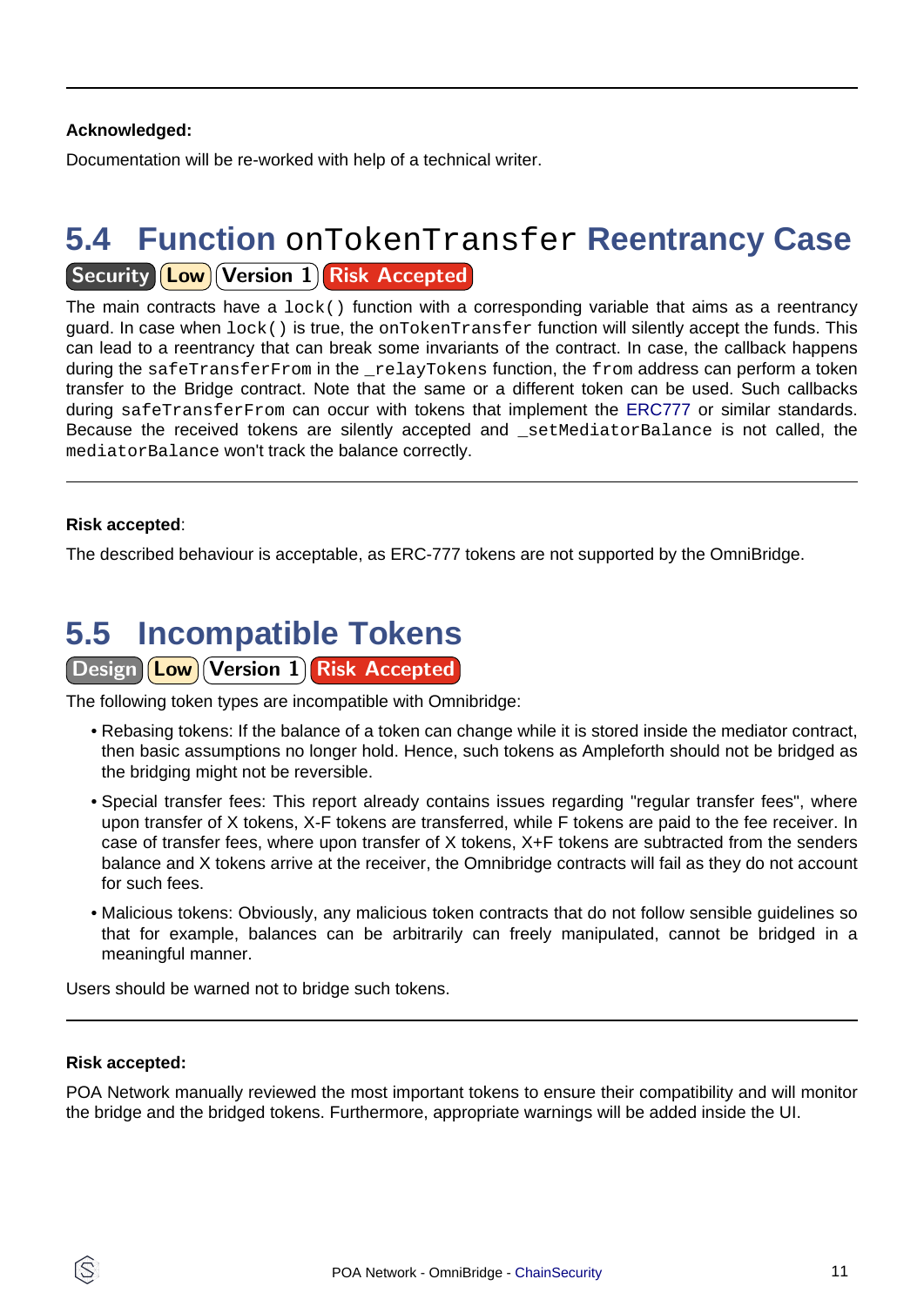**Acknowledged:**

Documentation will be re-worked with help of a technical writer.

## 5.4 Function `onTokenTransfer` Reentrancy Case

Security | Low | Version 1 | Risk Accepted

The main contracts have a `lock()` function with a corresponding variable that aims as a reentrancy guard. In case when `lock()` is true, the `onTokenTransfer` function will silently accept the funds. This can lead to a reentrancy that can break some invariants of the contract. In case, the callback happens during the `safeTransferFrom` in the `_relayTokens` function, the `from` address can perform a token transfer to the Bridge contract. Note that the same or a different token can be used. Such callbacks during `safeTransferFrom` can occur with tokens that implement the ERC777 or similar standards. Because the received tokens are silently accepted and `_setMediatorBalance` is not called, the `mediatorBalance` won't track the balance correctly.

---

**Risk accepted**:

The described behaviour is acceptable, as ERC-777 tokens are not supported by the OmniBridge.

## 5.5 Incompatible Tokens

Design | Low | Version 1 | Risk Accepted

The following token types are incompatible with Omnibridge:

- Rebasing tokens: If the balance of a token can change while it is stored inside the mediator contract, then basic assumptions no longer hold. Hence, such tokens as Ampleforth should not be bridged as the bridging might not be reversible.
- Special transfer fees: This report already contains issues regarding "regular transfer fees", where upon transfer of X tokens, X-F tokens are transferred, while F tokens are paid to the fee receiver. In case of transfer fees, where upon transfer of X tokens, X+F tokens are subtracted from the senders balance and X tokens arrive at the receiver, the Omnibridge contracts will fail as they do not account for such fees.
- Malicious tokens: Obviously, any malicious token contracts that do not follow sensible guidelines so that for example, balances can be arbitrarily can freely manipulated, cannot be bridged in a meaningful manner.

Users should be warned not to bridge such tokens.

---

**Risk accepted:**

POA Network manually reviewed the most important tokens to ensure their compatibility and will monitor the bridge and the bridged tokens. Furthermore, appropriate warnings will be added inside the UI.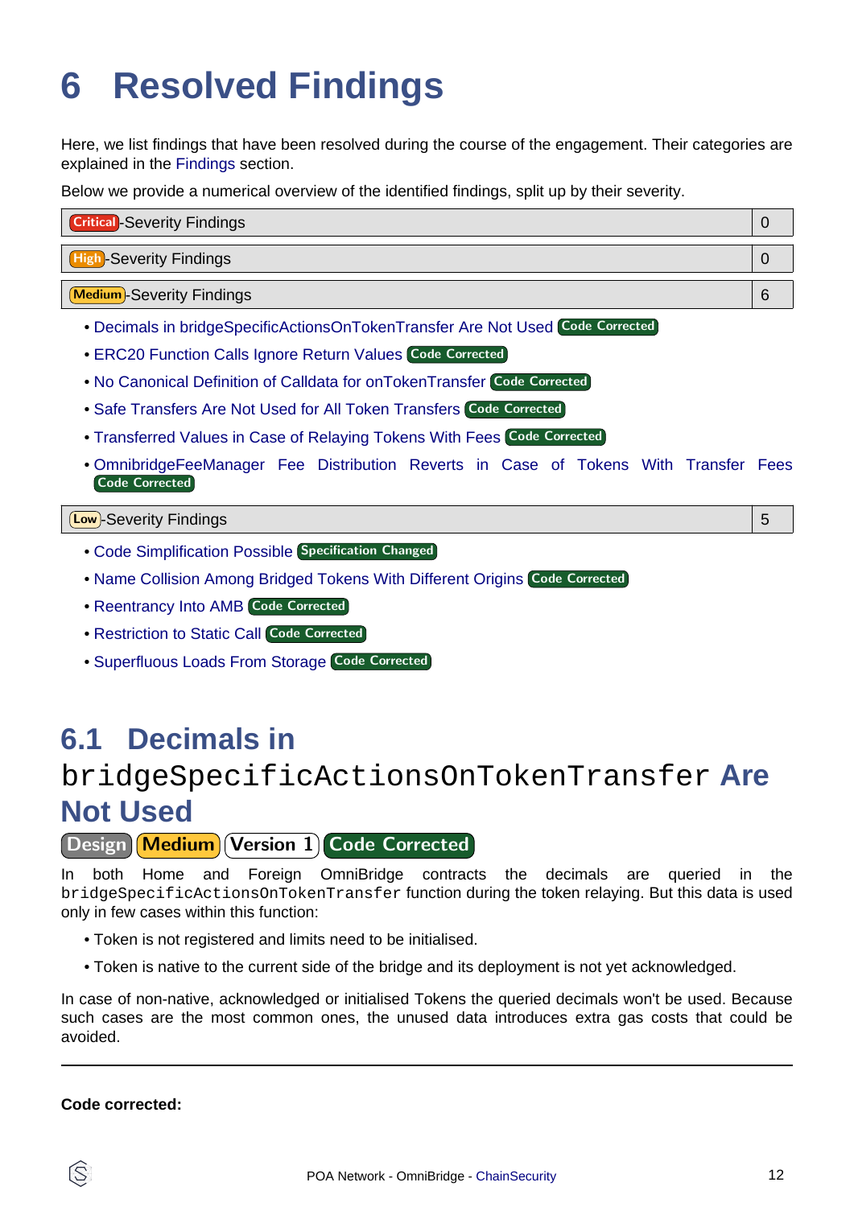# 6 Resolved Findings

Here, we list findings that have been resolved during the course of the engagement. Their categories are explained in the Findings section.

Below we provide a numerical overview of the identified findings, split up by their severity.

| Critical-Severity Findings | 0 |
|---|---|

| High-Severity Findings | 0 |
|---|---|

| Medium-Severity Findings | 6 |
|---|---|

- Decimals in bridgeSpecificActionsOnTokenTransfer Are Not Used Code Corrected
- ERC20 Function Calls Ignore Return Values Code Corrected
- No Canonical Definition of Calldata for onTokenTransfer Code Corrected
- Safe Transfers Are Not Used for All Token Transfers Code Corrected
- Transferred Values in Case of Relaying Tokens With Fees Code Corrected
- OmnibridgeFeeManager Fee Distribution Reverts in Case of Tokens With Transfer Fees Code Corrected

| Low-Severity Findings | 5 |
|---|---|

- Code Simplification Possible Specification Changed
- Name Collision Among Bridged Tokens With Different Origins Code Corrected
- Reentrancy Into AMB Code Corrected
- Restriction to Static Call Code Corrected
- Superfluous Loads From Storage Code Corrected

## 6.1 Decimals in `bridgeSpecificActionsOnTokenTransfer` Are Not Used

Design Medium Version 1 Code Corrected

In both Home and Foreign OmniBridge contracts the decimals are queried in the `bridgeSpecificActionsOnTokenTransfer` function during the token relaying. But this data is used only in few cases within this function:

- Token is not registered and limits need to be initialised.
- Token is native to the current side of the bridge and its deployment is not yet acknowledged.

In case of non-native, acknowledged or initialised Tokens the queried decimals won't be used. Because such cases are the most common ones, the unused data introduces extra gas costs that could be avoided.

---

**Code corrected:**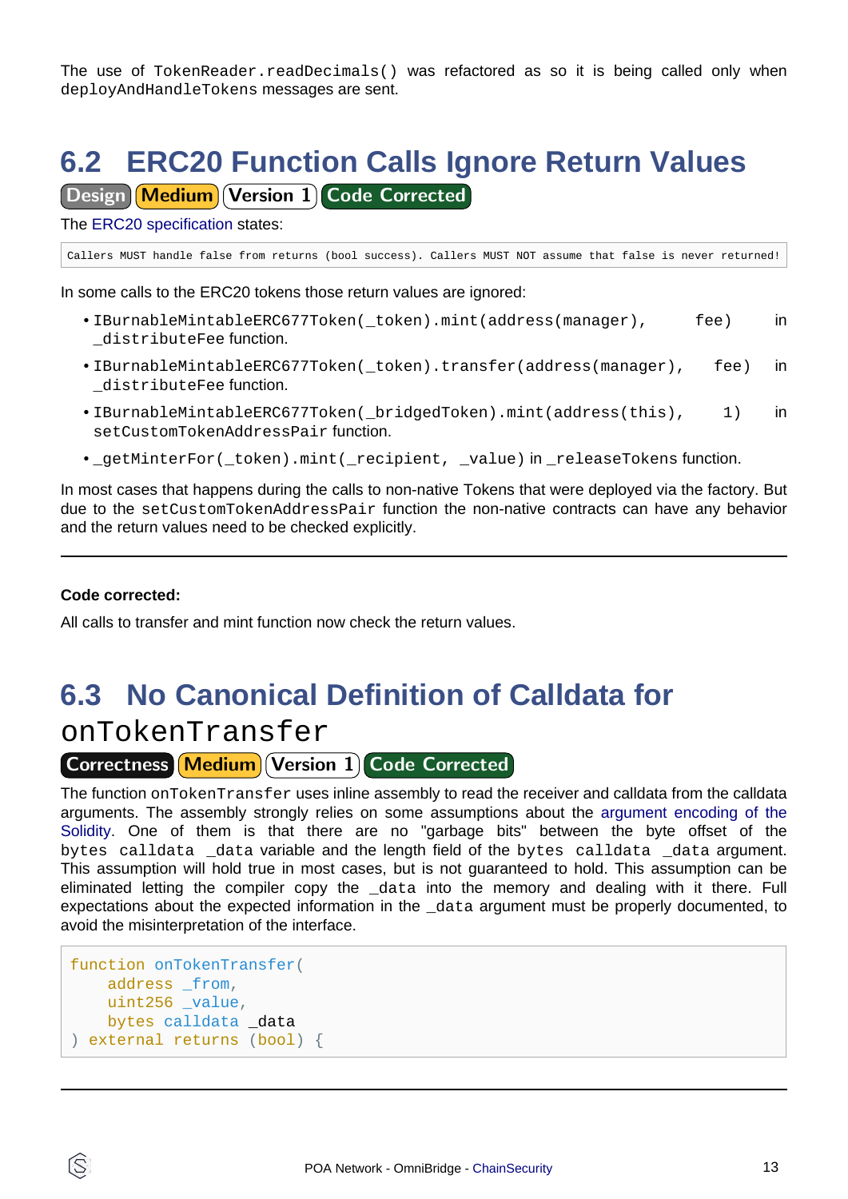The use of `TokenReader.readDecimals()` was refactored as so it is being called only when `deployAndHandleTokens` messages are sent.

## 6.2 ERC20 Function Calls Ignore Return Values

Design | Medium | Version 1 | Code Corrected

The ERC20 specification states:

```
Callers MUST handle false from returns (bool success). Callers MUST NOT assume that false is never returned!
```

In some calls to the ERC20 tokens those return values are ignored:

- `IBurnableMintableERC677Token(_token).mint(address(manager), fee)` in `_distributeFee` function.
- `IBurnableMintableERC677Token(_token).transfer(address(manager), fee)` in `_distributeFee` function.
- `IBurnableMintableERC677Token(_bridgedToken).mint(address(this), 1)` in `setCustomTokenAddressPair` function.
- `_getMinterFor(_token).mint(_recipient, _value)` in `_releaseTokens` function.

In most cases that happens during the calls to non-native Tokens that were deployed via the factory. But due to the `setCustomTokenAddressPair` function the non-native contracts can have any behavior and the return values need to be checked explicitly.

---

**Code corrected:**

All calls to transfer and mint function now check the return values.

## 6.3 No Canonical Definition of Calldata for `onTokenTransfer`

Correctness | Medium | Version 1 | Code Corrected

The function `onTokenTransfer` uses inline assembly to read the receiver and calldata from the calldata arguments. The assembly strongly relies on some assumptions about the argument encoding of the Solidity. One of them is that there are no "garbage bits" between the byte offset of the `bytes calldata _data` variable and the length field of the `bytes calldata _data` argument. This assumption will hold true in most cases, but is not guaranteed to hold. This assumption can be eliminated letting the compiler copy the `_data` into the memory and dealing with it there. Full expectations about the expected information in the `_data` argument must be properly documented, to avoid the misinterpretation of the interface.

```
function onTokenTransfer(
    address _from,
    uint256 _value,
    bytes calldata _data
) external returns (bool) {
```

---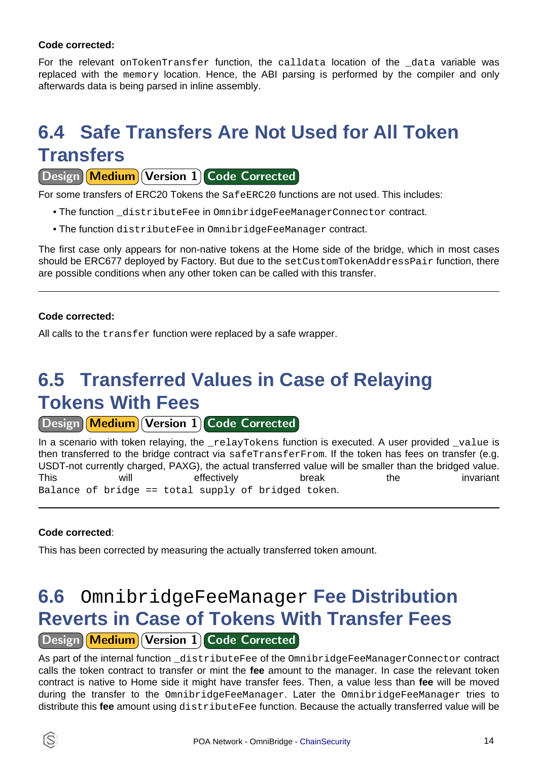**Code corrected:**

For the relevant `onTokenTransfer` function, the `calldata` location of the `_data` variable was replaced with the `memory` location. Hence, the ABI parsing is performed by the compiler and only afterwards data is being parsed in inline assembly.

## 6.4 Safe Transfers Are Not Used for All Token Transfers

Design | Medium | Version 1 | Code Corrected

For some transfers of ERC20 Tokens the `SafeERC20` functions are not used. This includes:

- The function `_distributeFee` in `OmnibridgeFeeManagerConnector` contract.
- The function `distributeFee` in `OmnibridgeFeeManager` contract.

The first case only appears for non-native tokens at the Home side of the bridge, which in most cases should be ERC677 deployed by Factory. But due to the `setCustomTokenAddressPair` function, there are possible conditions when any other token can be called with this transfer.

---

**Code corrected:**

All calls to the `transfer` function were replaced by a safe wrapper.

## 6.5 Transferred Values in Case of Relaying Tokens With Fees

Design | Medium | Version 1 | Code Corrected

In a scenario with token relaying, the `_relayTokens` function is executed. A user provided `_value` is then transferred to the bridge contract via `safeTransferFrom`. If the token has fees on transfer (e.g. USDT-not currently charged, PAXG), the actual transferred value will be smaller than the bridged value. This will effectively break the invariant `Balance of bridge == total supply of bridged token`.

---

**Code corrected**:

This has been corrected by measuring the actually transferred token amount.

## 6.6 `OmnibridgeFeeManager` Fee Distribution Reverts in Case of Tokens With Transfer Fees

Design | Medium | Version 1 | Code Corrected

As part of the internal function `_distributeFee` of the `OmnibridgeFeeManagerConnector` contract calls the token contract to transfer or mint the **fee** amount to the manager. In case the relevant token contract is native to Home side it might have transfer fees. Then, a value less than **fee** will be moved during the transfer to the `OmnibridgeFeeManager`. Later the `OmnibridgeFeeManager` tries to distribute this **fee** amount using `distributeFee` function. Because the actually transferred value will be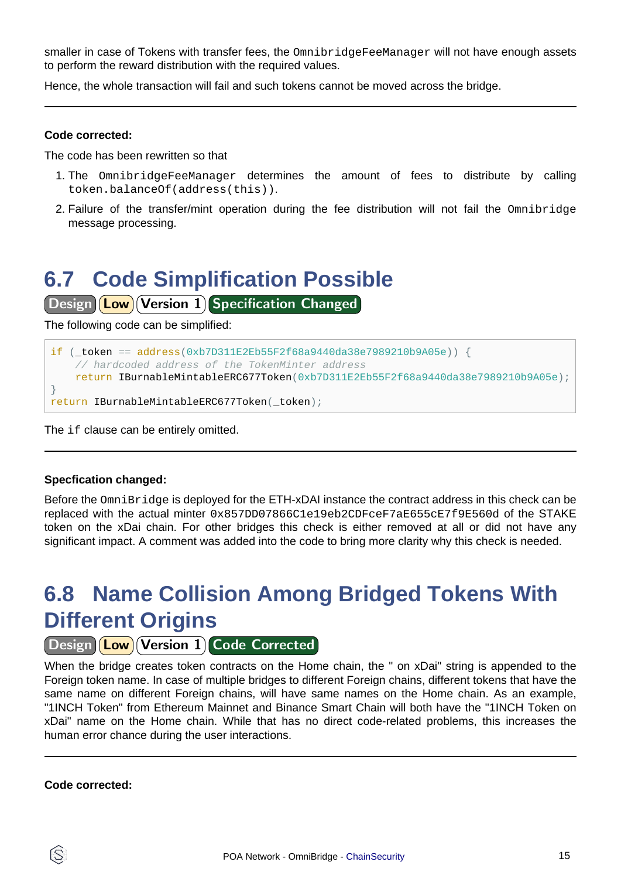smaller in case of Tokens with transfer fees, the `OmnibridgeFeeManager` will not have enough assets to perform the reward distribution with the required values.

Hence, the whole transaction will fail and such tokens cannot be moved across the bridge.

---

**Code corrected:**

The code has been rewritten so that

1. The `OmnibridgeFeeManager` determines the amount of fees to distribute by calling `token.balanceOf(address(this))`.
2. Failure of the transfer/mint operation during the fee distribution will not fail the `Omnibridge` message processing.

## 6.7 Code Simplification Possible

Design | Low | Version 1 | Specification Changed

The following code can be simplified:

```
if (_token == address(0xb7D311E2Eb55F2f68a9440da38e7989210b9A05e)) {
    // hardcoded address of the TokenMinter address
    return IBurnableMintableERC677Token(0xb7D311E2Eb55F2f68a9440da38e7989210b9A05e);
}
return IBurnableMintableERC677Token(_token);
```

The `if` clause can be entirely omitted.

---

**Specfication changed:**

Before the `OmniBridge` is deployed for the ETH-xDAI instance the contract address in this check can be replaced with the actual minter `0x857DD07866C1e19eb2CDFceF7aE655cE7f9E560d` of the STAKE token on the xDai chain. For other bridges this check is either removed at all or did not have any significant impact. A comment was added into the code to bring more clarity why this check is needed.

## 6.8 Name Collision Among Bridged Tokens With Different Origins

Design | Low | Version 1 | Code Corrected

When the bridge creates token contracts on the Home chain, the " on xDai" string is appended to the Foreign token name. In case of multiple bridges to different Foreign chains, different tokens that have the same name on different Foreign chains, will have same names on the Home chain. As an example, "1INCH Token" from Ethereum Mainnet and Binance Smart Chain will both have the "1INCH Token on xDai" name on the Home chain. While that has no direct code-related problems, this increases the human error chance during the user interactions.

---

**Code corrected:**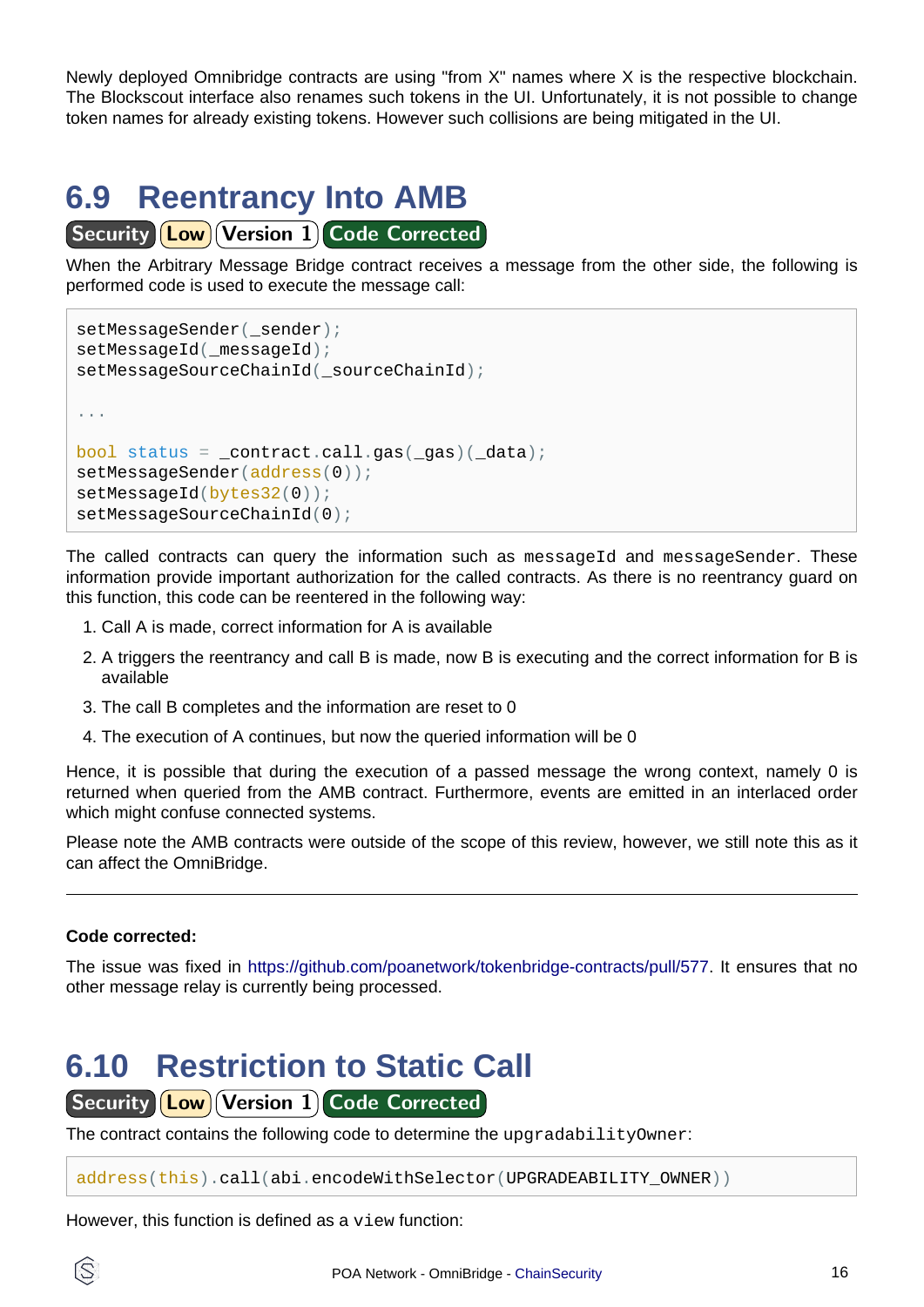Newly deployed Omnibridge contracts are using "from X" names where X is the respective blockchain. The Blockscout interface also renames such tokens in the UI. Unfortunately, it is not possible to change token names for already existing tokens. However such collisions are being mitigated in the UI.

## 6.9 Reentrancy Into AMB

Security | Low | Version 1 | Code Corrected

When the Arbitrary Message Bridge contract receives a message from the other side, the following is performed code is used to execute the message call:

```
setMessageSender(_sender);
setMessageId(_messageId);
setMessageSourceChainId(_sourceChainId);

...

bool status = _contract.call.gas(_gas)(_data);
setMessageSender(address(0));
setMessageId(bytes32(0));
setMessageSourceChainId(0);
```

The called contracts can query the information such as `messageId` and `messageSender`. These information provide important authorization for the called contracts. As there is no reentrancy guard on this function, this code can be reentered in the following way:

1. Call A is made, correct information for A is available
2. A triggers the reentrancy and call B is made, now B is executing and the correct information for B is available
3. The call B completes and the information are reset to 0
4. The execution of A continues, but now the queried information will be 0

Hence, it is possible that during the execution of a passed message the wrong context, namely 0 is returned when queried from the AMB contract. Furthermore, events are emitted in an interlaced order which might confuse connected systems.

Please note the AMB contracts were outside of the scope of this review, however, we still note this as it can affect the OmniBridge.

---

**Code corrected:**

The issue was fixed in https://github.com/poanetwork/tokenbridge-contracts/pull/577. It ensures that no other message relay is currently being processed.

## 6.10 Restriction to Static Call

Security | Low | Version 1 | Code Corrected

The contract contains the following code to determine the `upgradabilityOwner`:

```
address(this).call(abi.encodeWithSelector(UPGRADEABILITY_OWNER))
```

However, this function is defined as a `view` function: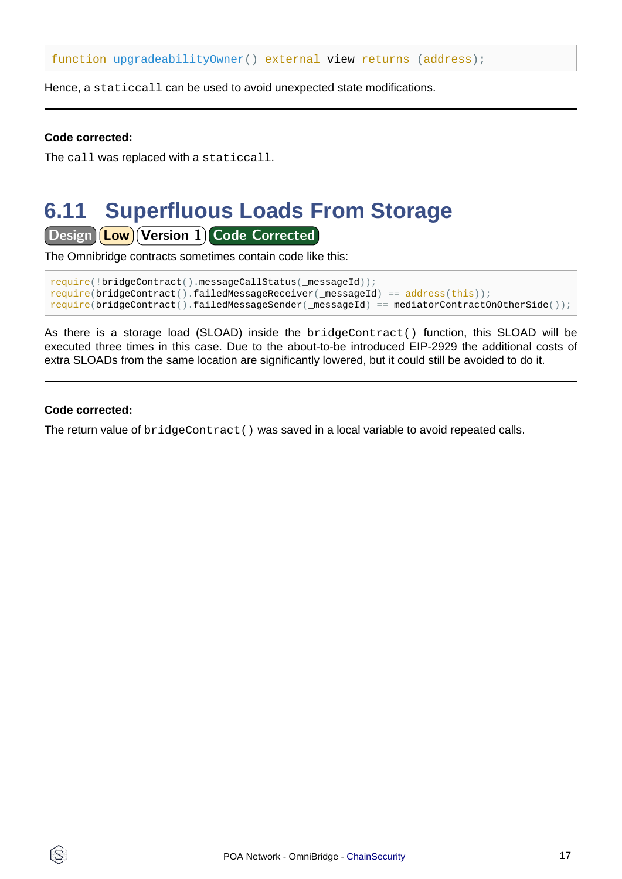```
function upgradeabilityOwner() external view returns (address);
```

Hence, a `staticcall` can be used to avoid unexpected state modifications.

---

**Code corrected:**

The `call` was replaced with a `staticcall`.

## 6.11 Superfluous Loads From Storage

Design | Low | Version 1 | Code Corrected

The Omnibridge contracts sometimes contain code like this:

```
require(!bridgeContract().messageCallStatus(_messageId));
require(bridgeContract().failedMessageReceiver(_messageId) == address(this));
require(bridgeContract().failedMessageSender(_messageId) == mediatorContractOnOtherSide());
```

As there is a storage load (SLOAD) inside the `bridgeContract()` function, this SLOAD will be executed three times in this case. Due to the about-to-be introduced EIP-2929 the additional costs of extra SLOADs from the same location are significantly lowered, but it could still be avoided to do it.

---

**Code corrected:**

The return value of `bridgeContract()` was saved in a local variable to avoid repeated calls.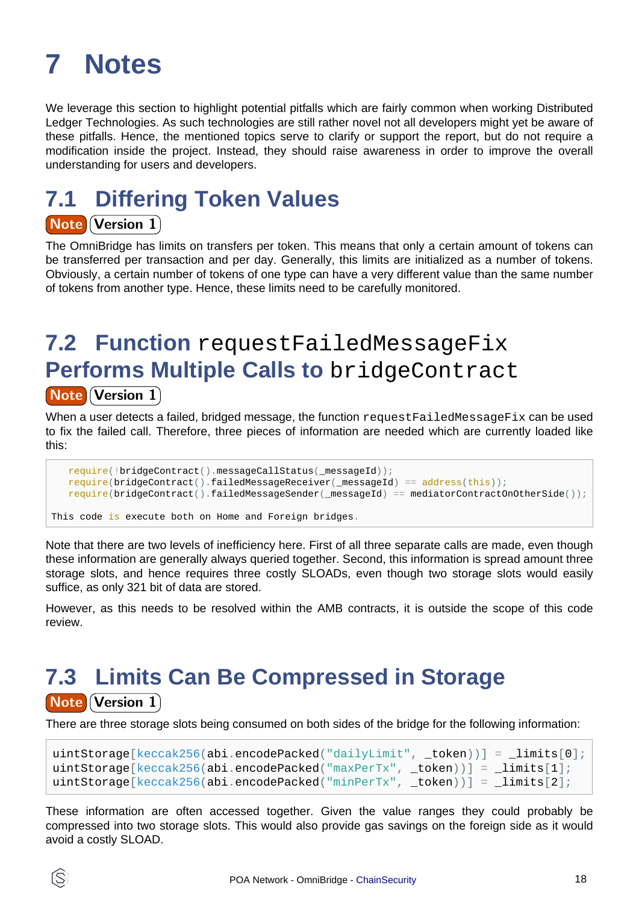# 7 Notes

We leverage this section to highlight potential pitfalls which are fairly common when working Distributed Ledger Technologies. As such technologies are still rather novel not all developers might yet be aware of these pitfalls. Hence, the mentioned topics serve to clarify or support the report, but do not require a modification inside the project. Instead, they should raise awareness in order to improve the overall understanding for users and developers.

## 7.1 Differing Token Values

**Note** **Version 1**

The OmniBridge has limits on transfers per token. This means that only a certain amount of tokens can be transferred per transaction and per day. Generally, this limits are initialized as a number of tokens. Obviously, a certain number of tokens of one type can have a very different value than the same number of tokens from another type. Hence, these limits need to be carefully monitored.

## 7.2 Function `requestFailedMessageFix` Performs Multiple Calls to `bridgeContract`

**Note** **Version 1**

When a user detects a failed, bridged message, the function `requestFailedMessageFix` can be used to fix the failed call. Therefore, three pieces of information are needed which are currently loaded like this:

```
    require(!bridgeContract().messageCallStatus(_messageId));
    require(bridgeContract().failedMessageReceiver(_messageId) == address(this));
    require(bridgeContract().failedMessageSender(_messageId) == mediatorContractOnOtherSide());

This code is execute both on Home and Foreign bridges.
```

Note that there are two levels of inefficiency here. First of all three separate calls are made, even though these information are generally always queried together. Second, this information is spread amount three storage slots, and hence requires three costly SLOADs, even though two storage slots would easily suffice, as only 321 bit of data are stored.

However, as this needs to be resolved within the AMB contracts, it is outside the scope of this code review.

## 7.3 Limits Can Be Compressed in Storage

**Note** **Version 1**

There are three storage slots being consumed on both sides of the bridge for the following information:

```
uintStorage[keccak256(abi.encodePacked("dailyLimit", _token))] = _limits[0];
uintStorage[keccak256(abi.encodePacked("maxPerTx", _token))] = _limits[1];
uintStorage[keccak256(abi.encodePacked("minPerTx", _token))] = _limits[2];
```

These information are often accessed together. Given the value ranges they could probably be compressed into two storage slots. This would also provide gas savings on the foreign side as it would avoid a costly SLOAD.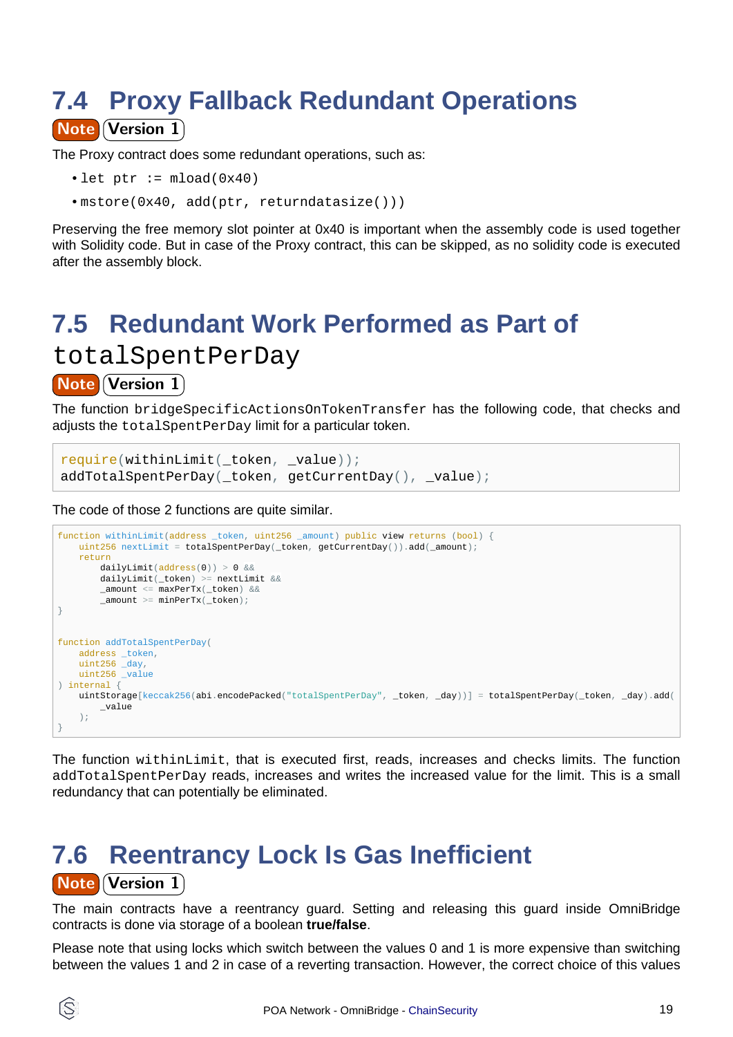## 7.4 Proxy Fallback Redundant Operations

**Note** **Version 1**

The Proxy contract does some redundant operations, such as:

- `let ptr := mload(0x40)`
- `mstore(0x40, add(ptr, returndatasize()))`

Preserving the free memory slot pointer at 0x40 is important when the assembly code is used together with Solidity code. But in case of the Proxy contract, this can be skipped, as no solidity code is executed after the assembly block.

## 7.5 Redundant Work Performed as Part of `totalSpentPerDay`

**Note** **Version 1**

The function `bridgeSpecificActionsOnTokenTransfer` has the following code, that checks and adjusts the `totalSpentPerDay` limit for a particular token.

```
require(withinLimit(_token, _value));
addTotalSpentPerDay(_token, getCurrentDay(), _value);
```

The code of those 2 functions are quite similar.

```
function withinLimit(address _token, uint256 _amount) public view returns (bool) {
    uint256 nextLimit = totalSpentPerDay(_token, getCurrentDay()).add(_amount);
    return
        dailyLimit(address(0)) > 0 &&
        dailyLimit(_token) >= nextLimit &&
        _amount <= maxPerTx(_token) &&
        _amount >= minPerTx(_token);
}


function addTotalSpentPerDay(
    address _token,
    uint256 _day,
    uint256 _value
) internal {
    uintStorage[keccak256(abi.encodePacked("totalSpentPerDay", _token, _day))] = totalSpentPerDay(_token, _day).add(
        _value
    );
}
```

The function `withinLimit`, that is executed first, reads, increases and checks limits. The function `addTotalSpentPerDay` reads, increases and writes the increased value for the limit. This is a small redundancy that can potentially be eliminated.

## 7.6 Reentrancy Lock Is Gas Inefficient

**Note** **Version 1**

The main contracts have a reentrancy guard. Setting and releasing this guard inside OmniBridge contracts is done via storage of a boolean **true/false**.

Please note that using locks which switch between the values 0 and 1 is more expensive than switching between the values 1 and 2 in case of a reverting transaction. However, the correct choice of this values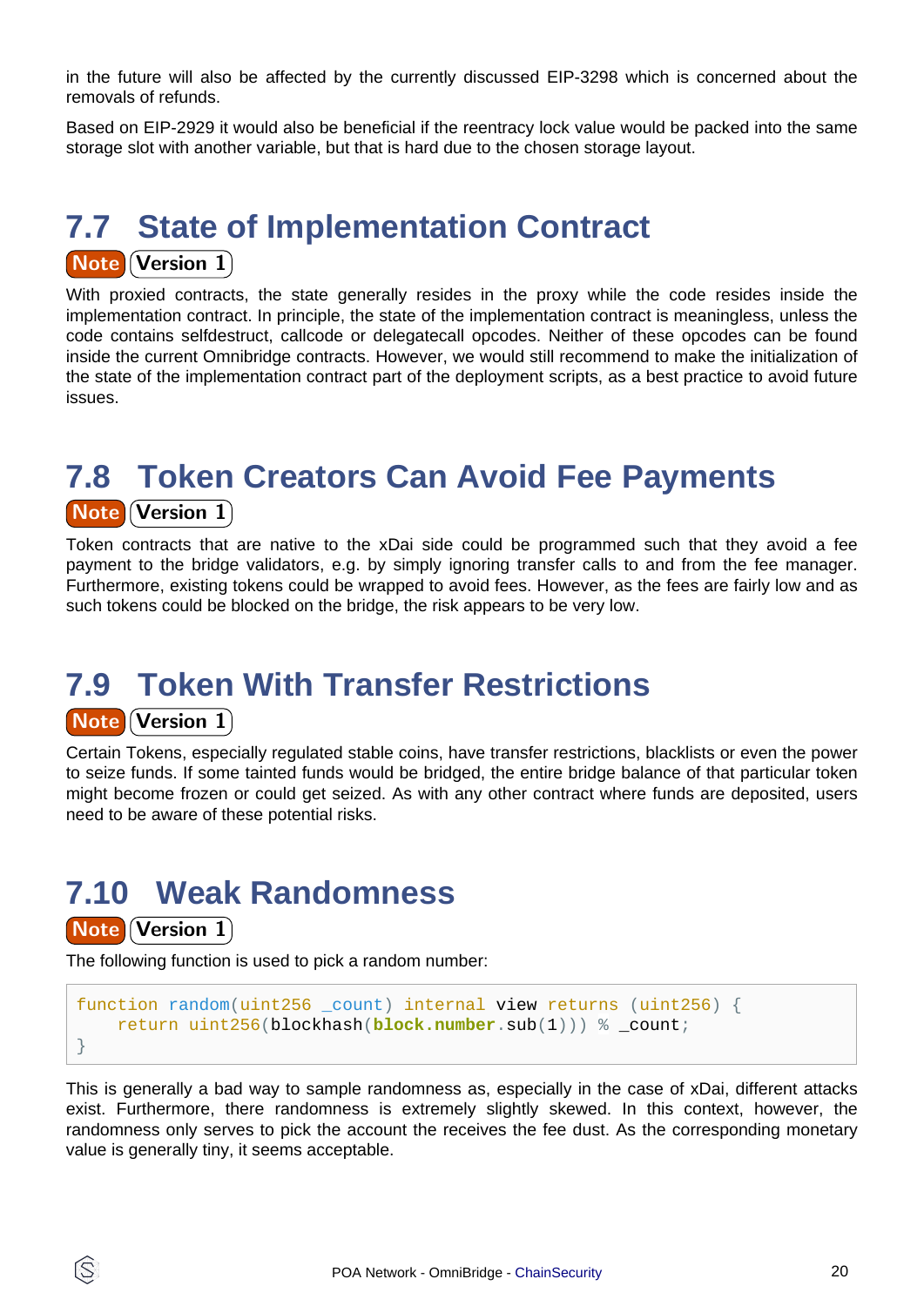in the future will also be affected by the currently discussed EIP-3298 which is concerned about the removals of refunds.

Based on EIP-2929 it would also be beneficial if the reentracy lock value would be packed into the same storage slot with another variable, but that is hard due to the chosen storage layout.

## 7.7 State of Implementation Contract

**Note** **Version 1**

With proxied contracts, the state generally resides in the proxy while the code resides inside the implementation contract. In principle, the state of the implementation contract is meaningless, unless the code contains selfdestruct, callcode or delegatecall opcodes. Neither of these opcodes can be found inside the current Omnibridge contracts. However, we would still recommend to make the initialization of the state of the implementation contract part of the deployment scripts, as a best practice to avoid future issues.

## 7.8 Token Creators Can Avoid Fee Payments

**Note** **Version 1**

Token contracts that are native to the xDai side could be programmed such that they avoid a fee payment to the bridge validators, e.g. by simply ignoring transfer calls to and from the fee manager. Furthermore, existing tokens could be wrapped to avoid fees. However, as the fees are fairly low and as such tokens could be blocked on the bridge, the risk appears to be very low.

## 7.9 Token With Transfer Restrictions

**Note** **Version 1**

Certain Tokens, especially regulated stable coins, have transfer restrictions, blacklists or even the power to seize funds. If some tainted funds would be bridged, the entire bridge balance of that particular token might become frozen or could get seized. As with any other contract where funds are deposited, users need to be aware of these potential risks.

## 7.10 Weak Randomness

**Note** **Version 1**

The following function is used to pick a random number:

```
function random(uint256 _count) internal view returns (uint256) {
    return uint256(blockhash(block.number.sub(1))) % _count;
}
```

This is generally a bad way to sample randomness as, especially in the case of xDai, different attacks exist. Furthermore, there randomness is extremely slightly skewed. In this context, however, the randomness only serves to pick the account the receives the fee dust. As the corresponding monetary value is generally tiny, it seems acceptable.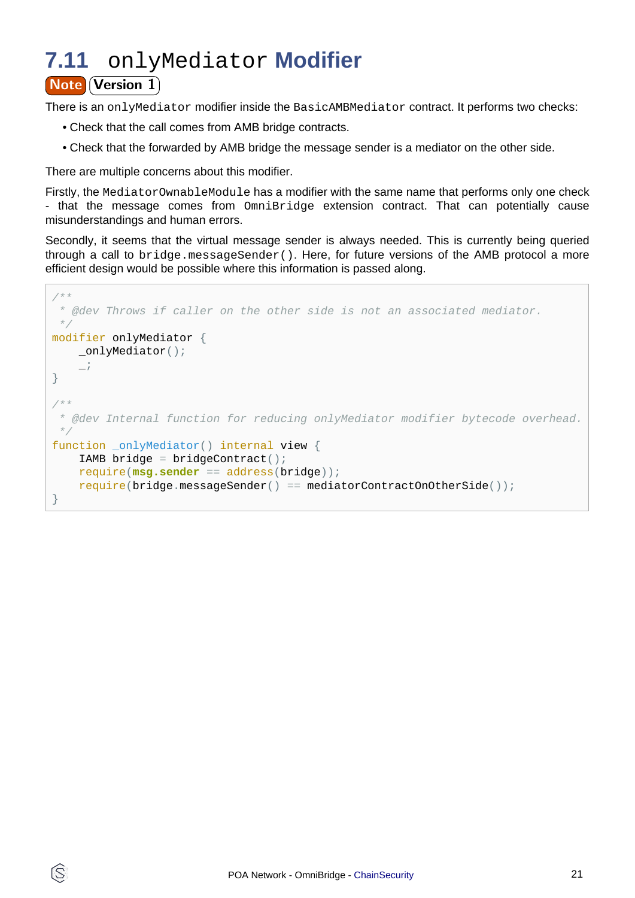## 7.11 `onlyMediator` Modifier

Note | Version 1

There is an `onlyMediator` modifier inside the `BasicAMBMediator` contract. It performs two checks:

- Check that the call comes from AMB bridge contracts.
- Check that the forwarded by AMB bridge the message sender is a mediator on the other side.

There are multiple concerns about this modifier.

Firstly, the `MediatorOwnableModule` has a modifier with the same name that performs only one check - that the message comes from `OmniBridge` extension contract. That can potentially cause misunderstandings and human errors.

Secondly, it seems that the virtual message sender is always needed. This is currently being queried through a call to `bridge.messageSender()`. Here, for future versions of the AMB protocol a more efficient design would be possible where this information is passed along.

```
/**
 * @dev Throws if caller on the other side is not an associated mediator.
 */
modifier onlyMediator {
    _onlyMediator();
    _;
}

/**
 * @dev Internal function for reducing onlyMediator modifier bytecode overhead.
 */
function _onlyMediator() internal view {
    IAMB bridge = bridgeContract();
    require(msg.sender == address(bridge));
    require(bridge.messageSender() == mediatorContractOnOtherSide());
}
```